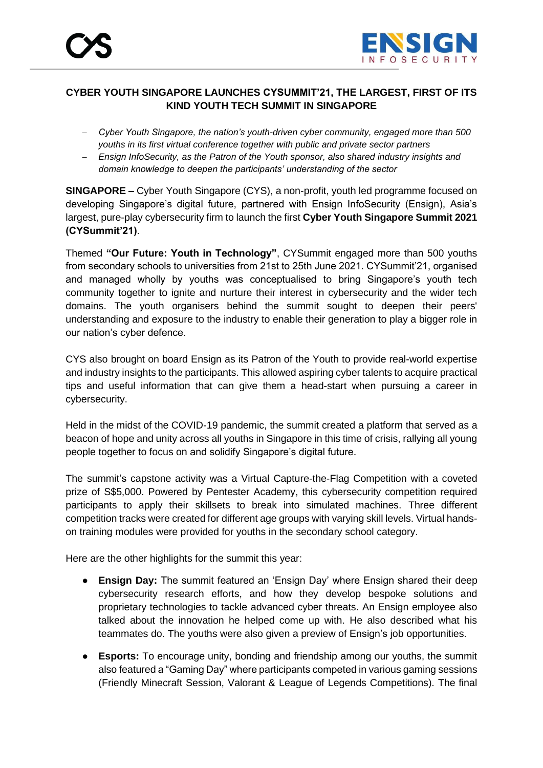# CYBER YOUTH SINGAPORE LAUNCHES CYSUMMIT'21, THE LARGEST, FIRST OF ITS KIND YOUTH TECH SUMMIT IN SINGAPORE

- *Cyber Youth Singapore, the nation's youth-driven cyber community, engaged more than 500 youths in its first virtual conference together with public and private sector partners*
- *Ensign InfoSecurity, as the Patron of the Youth sponsor, also shared industry insights and domain knowledge to deepen the participants' understanding of the sector*

**SINGAPORE –** Cyber Youth Singapore (CYS), a non-profit, youth led programme focused on developing Singapore's digital future, partnered with Ensign InfoSecurity (Ensign), Asia's largest, pure-play cybersecurity firm to launch the first **Cyber Youth Singapore Summit 2021 (CYSummit'21)**.

Themed **"Our Future: Youth in Technology"**, CYSummit engaged more than 500 youths from secondary schools to universities from 21st to 25th June 2021. CYSummit'21, organised and managed wholly by youths was conceptualised to bring Singapore's youth tech community together to ignite and nurture their interest in cybersecurity and the wider tech domains. The youth organisers behind the summit sought to deepen their peers' understanding and exposure to the industry to enable their generation to play a bigger role in our nation's cyber defence.

CYS also brought on board Ensign as its Patron of the Youth to provide real-world expertise and industry insights to the participants. This allowed aspiring cyber talents to acquire practical tips and useful information that can give them a head-start when pursuing a career in cybersecurity.

Held in the midst of the COVID-19 pandemic, the summit created a platform that served as a beacon of hope and unity across all youths in Singapore in this time of crisis, rallying all young people together to focus on and solidify Singapore's digital future.

The summit's capstone activity was a Virtual Capture-the-Flag Competition with a coveted prize of S$5,000. Powered by Pentester Academy, this cybersecurity competition required participants to apply their skillsets to break into simulated machines. Three different competition tracks were created for different age groups with varying skill levels. Virtual hands-on training modules were provided for youths in the secondary school category.

Here are the other highlights for the summit this year:

- **Ensign Day:** The summit featured an 'Ensign Day' where Ensign shared their deep cybersecurity research efforts, and how they develop bespoke solutions and proprietary technologies to tackle advanced cyber threats. An Ensign employee also talked about the innovation he helped come up with. He also described what his teammates do. The youths were also given a preview of Ensign's job opportunities.
- **Esports:** To encourage unity, bonding and friendship among our youths, the summit also featured a "Gaming Day" where participants competed in various gaming sessions (Friendly Minecraft Session, Valorant & League of Legends Competitions). The final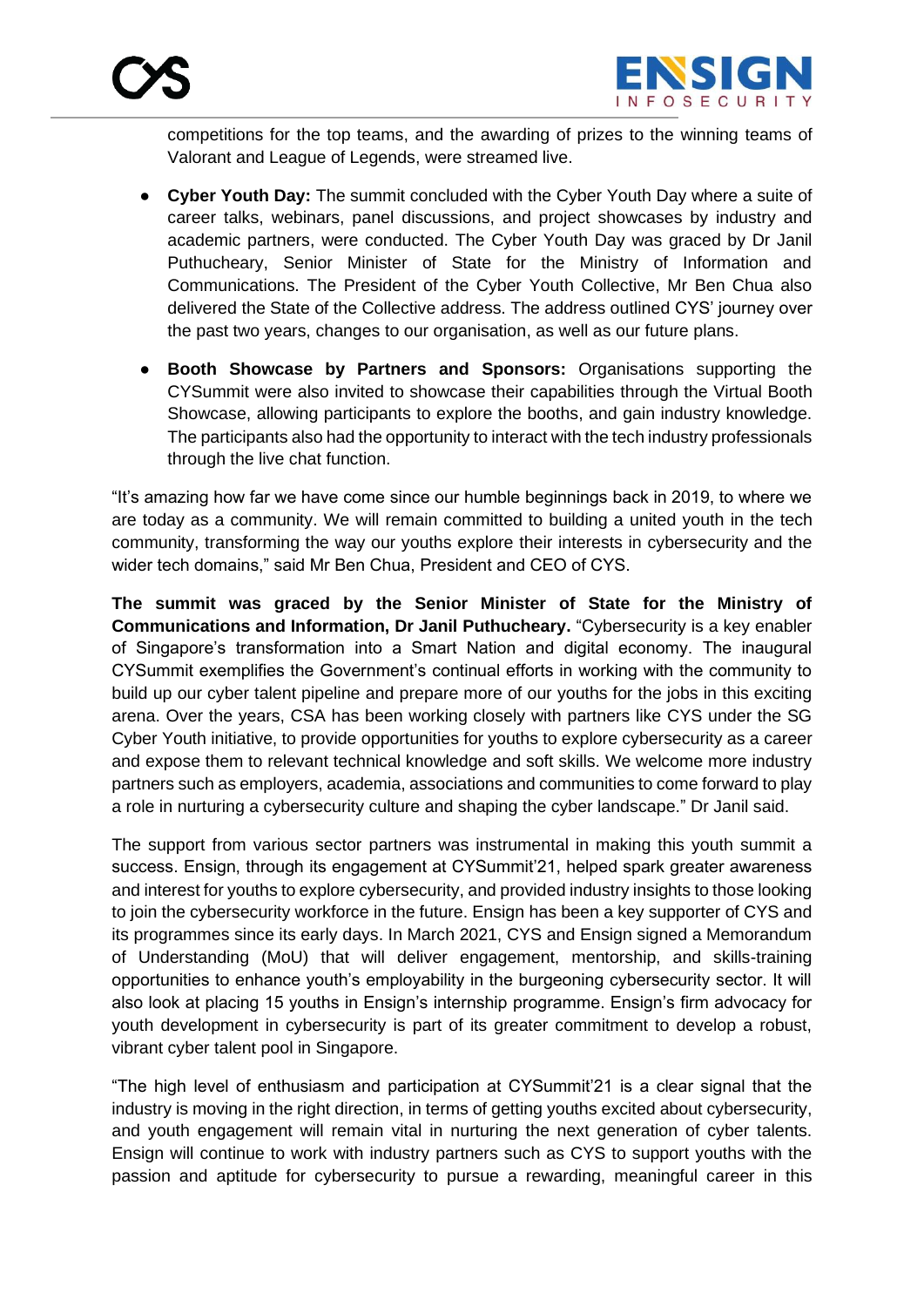competitions for the top teams, and the awarding of prizes to the winning teams of Valorant and League of Legends, were streamed live.

- **Cyber Youth Day:** The summit concluded with the Cyber Youth Day where a suite of career talks, webinars, panel discussions, and project showcases by industry and academic partners, were conducted. The Cyber Youth Day was graced by Dr Janil Puthucheary, Senior Minister of State for the Ministry of Information and Communications. The President of the Cyber Youth Collective, Mr Ben Chua also delivered the State of the Collective address. The address outlined CYS' journey over the past two years, changes to our organisation, as well as our future plans.
- **Booth Showcase by Partners and Sponsors:** Organisations supporting the CYSummit were also invited to showcase their capabilities through the Virtual Booth Showcase, allowing participants to explore the booths, and gain industry knowledge. The participants also had the opportunity to interact with the tech industry professionals through the live chat function.

"It's amazing how far we have come since our humble beginnings back in 2019, to where we are today as a community. We will remain committed to building a united youth in the tech community, transforming the way our youths explore their interests in cybersecurity and the wider tech domains," said Mr Ben Chua, President and CEO of CYS.

**The summit was graced by the Senior Minister of State for the Ministry of Communications and Information, Dr Janil Puthucheary.** "Cybersecurity is a key enabler of Singapore's transformation into a Smart Nation and digital economy. The inaugural CYSummit exemplifies the Government's continual efforts in working with the community to build up our cyber talent pipeline and prepare more of our youths for the jobs in this exciting arena. Over the years, CSA has been working closely with partners like CYS under the SG Cyber Youth initiative, to provide opportunities for youths to explore cybersecurity as a career and expose them to relevant technical knowledge and soft skills. We welcome more industry partners such as employers, academia, associations and communities to come forward to play a role in nurturing a cybersecurity culture and shaping the cyber landscape." Dr Janil said.

The support from various sector partners was instrumental in making this youth summit a success. Ensign, through its engagement at CYSummit'21, helped spark greater awareness and interest for youths to explore cybersecurity, and provided industry insights to those looking to join the cybersecurity workforce in the future. Ensign has been a key supporter of CYS and its programmes since its early days. In March 2021, CYS and Ensign signed a Memorandum of Understanding (MoU) that will deliver engagement, mentorship, and skills-training opportunities to enhance youth's employability in the burgeoning cybersecurity sector. It will also look at placing 15 youths in Ensign's internship programme. Ensign's firm advocacy for youth development in cybersecurity is part of its greater commitment to develop a robust, vibrant cyber talent pool in Singapore.

"The high level of enthusiasm and participation at CYSummit'21 is a clear signal that the industry is moving in the right direction, in terms of getting youths excited about cybersecurity, and youth engagement will remain vital in nurturing the next generation of cyber talents. Ensign will continue to work with industry partners such as CYS to support youths with the passion and aptitude for cybersecurity to pursue a rewarding, meaningful career in this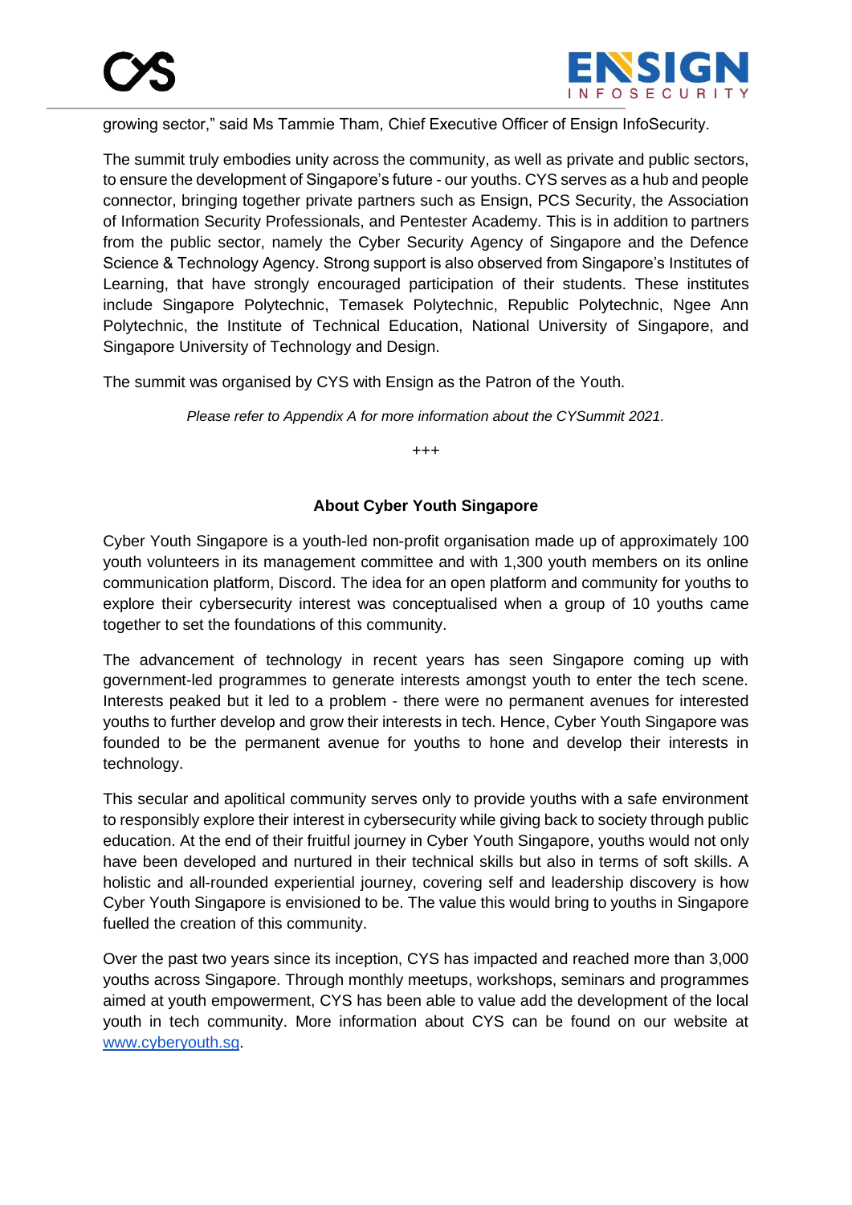growing sector," said Ms Tammie Tham, Chief Executive Officer of Ensign InfoSecurity.

The summit truly embodies unity across the community, as well as private and public sectors, to ensure the development of Singapore's future - our youths. CYS serves as a hub and people connector, bringing together private partners such as Ensign, PCS Security, the Association of Information Security Professionals, and Pentester Academy. This is in addition to partners from the public sector, namely the Cyber Security Agency of Singapore and the Defence Science & Technology Agency. Strong support is also observed from Singapore's Institutes of Learning, that have strongly encouraged participation of their students. These institutes include Singapore Polytechnic, Temasek Polytechnic, Republic Polytechnic, Ngee Ann Polytechnic, the Institute of Technical Education, National University of Singapore, and Singapore University of Technology and Design.

The summit was organised by CYS with Ensign as the Patron of the Youth.

*Please refer to Appendix A for more information about the CYSummit 2021.*

+++

### About Cyber Youth Singapore

Cyber Youth Singapore is a youth-led non-profit organisation made up of approximately 100 youth volunteers in its management committee and with 1,300 youth members on its online communication platform, Discord. The idea for an open platform and community for youths to explore their cybersecurity interest was conceptualised when a group of 10 youths came together to set the foundations of this community.

The advancement of technology in recent years has seen Singapore coming up with government-led programmes to generate interests amongst youth to enter the tech scene. Interests peaked but it led to a problem - there were no permanent avenues for interested youths to further develop and grow their interests in tech. Hence, Cyber Youth Singapore was founded to be the permanent avenue for youths to hone and develop their interests in technology.

This secular and apolitical community serves only to provide youths with a safe environment to responsibly explore their interest in cybersecurity while giving back to society through public education. At the end of their fruitful journey in Cyber Youth Singapore, youths would not only have been developed and nurtured in their technical skills but also in terms of soft skills. A holistic and all-rounded experiential journey, covering self and leadership discovery is how Cyber Youth Singapore is envisioned to be. The value this would bring to youths in Singapore fuelled the creation of this community.

Over the past two years since its inception, CYS has impacted and reached more than 3,000 youths across Singapore. Through monthly meetups, workshops, seminars and programmes aimed at youth empowerment, CYS has been able to value add the development of the local youth in tech community. More information about CYS can be found on our website at [www.cyberyouth.sg](www.cyberyouth.sg).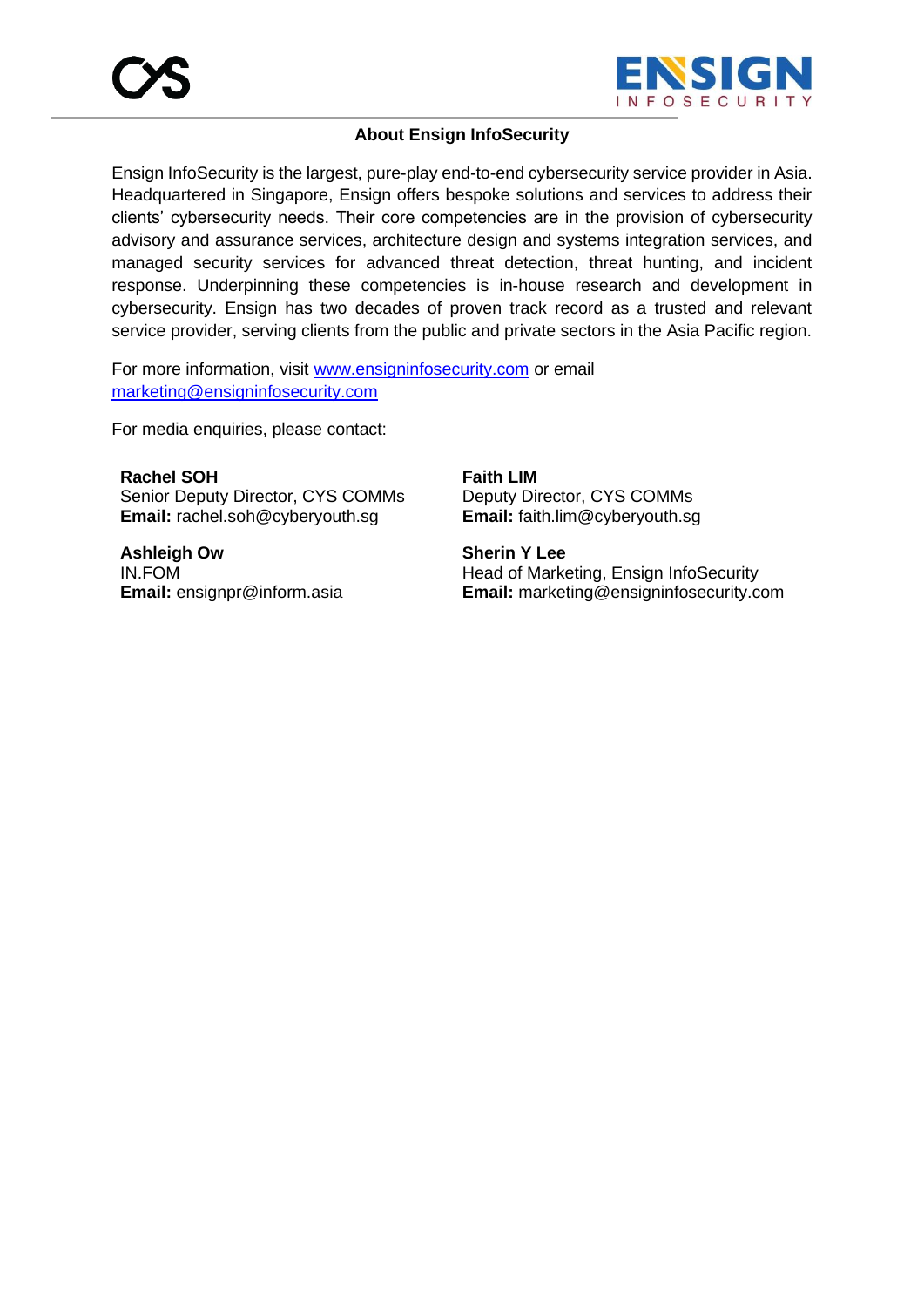## About Ensign InfoSecurity

Ensign InfoSecurity is the largest, pure-play end-to-end cybersecurity service provider in Asia. Headquartered in Singapore, Ensign offers bespoke solutions and services to address their clients' cybersecurity needs. Their core competencies are in the provision of cybersecurity advisory and assurance services, architecture design and systems integration services, and managed security services for advanced threat detection, threat hunting, and incident response. Underpinning these competencies is in-house research and development in cybersecurity. Ensign has two decades of proven track record as a trusted and relevant service provider, serving clients from the public and private sectors in the Asia Pacific region.

For more information, visit www.ensigninfosecurity.com or email marketing@ensigninfosecurity.com

For media enquiries, please contact:

**Rachel SOH**
Senior Deputy Director, CYS COMMs
**Email:** rachel.soh@cyberyouth.sg

**Faith LIM**
Deputy Director, CYS COMMs
**Email:** faith.lim@cyberyouth.sg

**Ashleigh Ow**
IN.FOM
**Email:** ensignpr@inform.asia

**Sherin Y Lee**
Head of Marketing, Ensign InfoSecurity
**Email:** marketing@ensigninfosecurity.com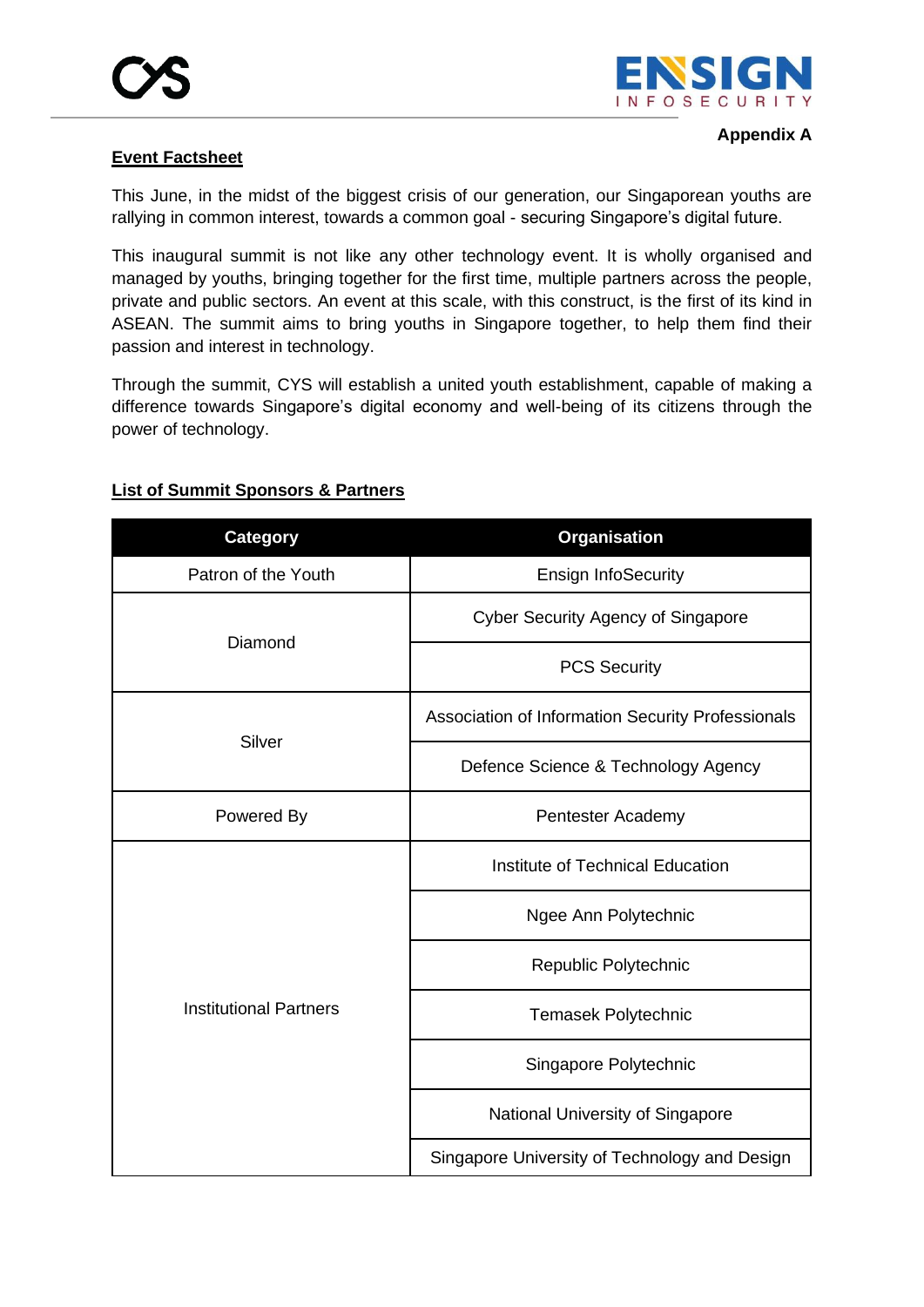**Appendix A**

**Event Factsheet**

This June, in the midst of the biggest crisis of our generation, our Singaporean youths are rallying in common interest, towards a common goal - securing Singapore's digital future.

This inaugural summit is not like any other technology event. It is wholly organised and managed by youths, bringing together for the first time, multiple partners across the people, private and public sectors. An event at this scale, with this construct, is the first of its kind in ASEAN. The summit aims to bring youths in Singapore together, to help them find their passion and interest in technology.

Through the summit, CYS will establish a united youth establishment, capable of making a difference towards Singapore's digital economy and well-being of its citizens through the power of technology.

**List of Summit Sponsors & Partners**

| Category | Organisation |
|---|---|
| Patron of the Youth | Ensign InfoSecurity |
| Diamond | Cyber Security Agency of Singapore |
| | PCS Security |
| Silver | Association of Information Security Professionals |
| | Defence Science & Technology Agency |
| Powered By | Pentester Academy |
| Institutional Partners | Institute of Technical Education |
| | Ngee Ann Polytechnic |
| | Republic Polytechnic |
| | Temasek Polytechnic |
| | Singapore Polytechnic |
| | National University of Singapore |
| | Singapore University of Technology and Design |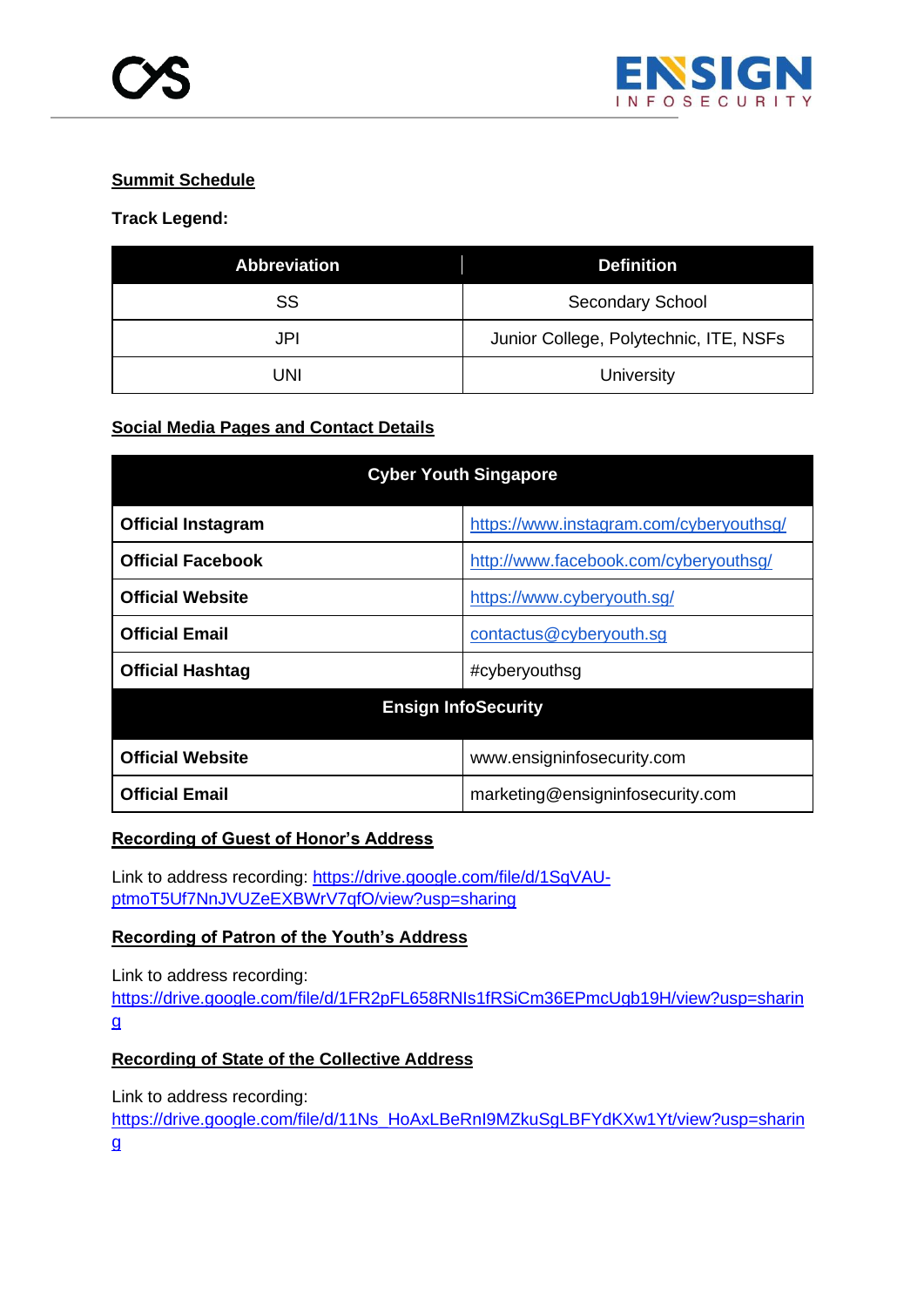**Summit Schedule**

**Track Legend:**

| Abbreviation | Definition |
| --- | --- |
| SS | Secondary School |
| JPI | Junior College, Polytechnic, ITE, NSFs |
| UNI | University |

**Social Media Pages and Contact Details**

| Cyber Youth Singapore | |
| --- | --- |
| **Official Instagram** | https://www.instagram.com/cyberyouthsg/ |
| **Official Facebook** | http://www.facebook.com/cyberyouthsg/ |
| **Official Website** | https://www.cyberyouth.sg/ |
| **Official Email** | contactus@cyberyouth.sg |
| **Official Hashtag** | #cyberyouthsg |
| **Ensign InfoSecurity** | |
| **Official Website** | www.ensigninfosecurity.com |
| **Official Email** | marketing@ensigninfosecurity.com |

**Recording of Guest of Honor's Address**

Link to address recording: https://drive.google.com/file/d/1SqVAU-ptmoT5Uf7NnJVUZeEXBWrV7qfO/view?usp=sharing

**Recording of Patron of the Youth's Address**

Link to address recording: https://drive.google.com/file/d/1FR2pFL658RNIs1fRSiCm36EPmcUgb19H/view?usp=sharing

**Recording of State of the Collective Address**

Link to address recording: https://drive.google.com/file/d/11Ns_HoAxLBeRnI9MZkuSgLBFYdKXw1Yt/view?usp=sharing